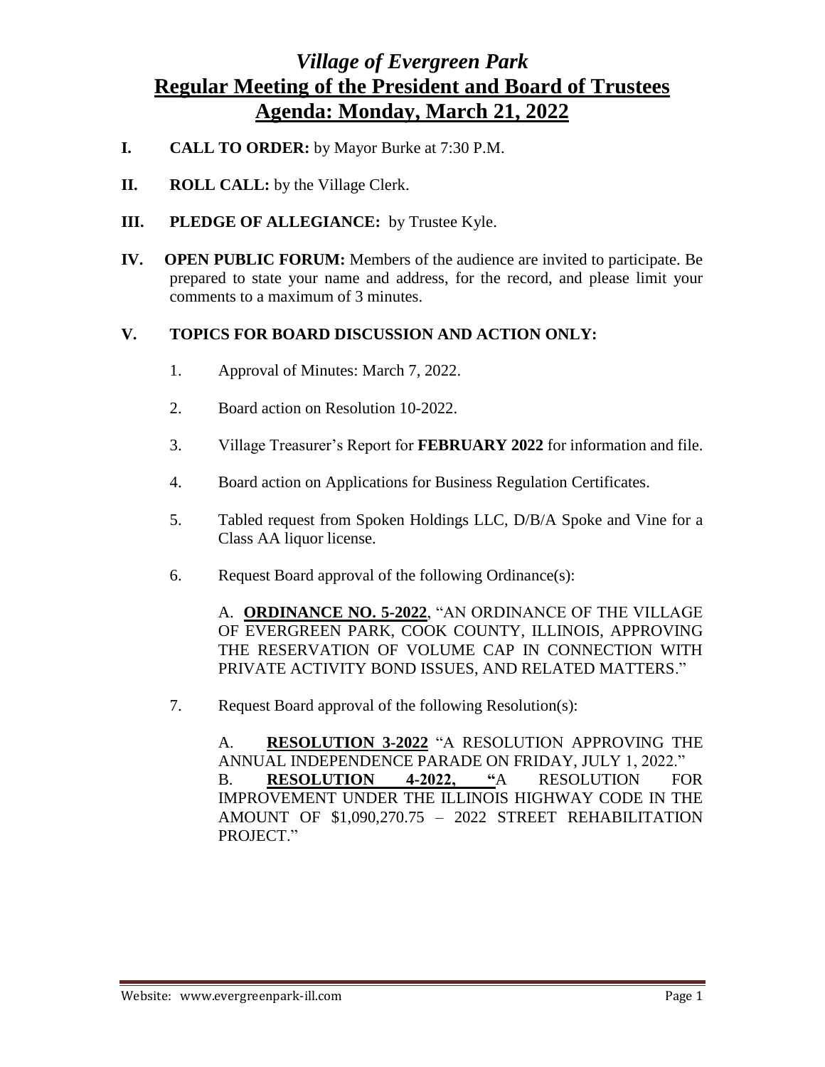# *Village of Evergreen Park*
## Regular Meeting of the President and Board of Trustees
## Agenda: Monday, March 21, 2022

**I. CALL TO ORDER:** by Mayor Burke at 7:30 P.M.

**II. ROLL CALL:** by the Village Clerk.

**III. PLEDGE OF ALLEGIANCE:** by Trustee Kyle.

**IV. OPEN PUBLIC FORUM:** Members of the audience are invited to participate. Be prepared to state your name and address, for the record, and please limit your comments to a maximum of 3 minutes.

**V. TOPICS FOR BOARD DISCUSSION AND ACTION ONLY:**

1. Approval of Minutes: March 7, 2022.

2. Board action on Resolution 10-2022.

3. Village Treasurer's Report for **FEBRUARY 2022** for information and file.

4. Board action on Applications for Business Regulation Certificates.

5. Tabled request from Spoken Holdings LLC, D/B/A Spoke and Vine for a Class AA liquor license.

6. Request Board approval of the following Ordinance(s):

   A. **ORDINANCE NO. 5-2022**, "AN ORDINANCE OF THE VILLAGE OF EVERGREEN PARK, COOK COUNTY, ILLINOIS, APPROVING THE RESERVATION OF VOLUME CAP IN CONNECTION WITH PRIVATE ACTIVITY BOND ISSUES, AND RELATED MATTERS."

7. Request Board approval of the following Resolution(s):

   A. **RESOLUTION 3-2022** "A RESOLUTION APPROVING THE ANNUAL INDEPENDENCE PARADE ON FRIDAY, JULY 1, 2022."

   B. **RESOLUTION 4-2022,** "A RESOLUTION FOR IMPROVEMENT UNDER THE ILLINOIS HIGHWAY CODE IN THE AMOUNT OF $1,090,270.75 – 2022 STREET REHABILITATION PROJECT."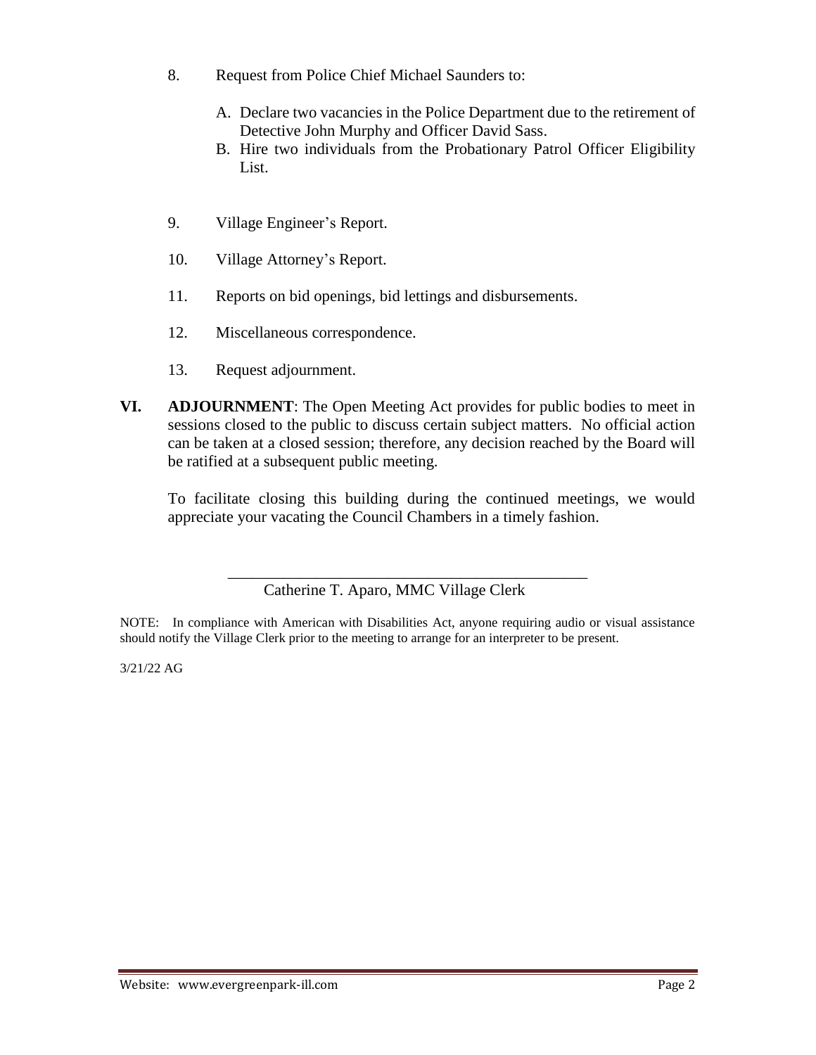8. Request from Police Chief Michael Saunders to:

   A. Declare two vacancies in the Police Department due to the retirement of Detective John Murphy and Officer David Sass.
   B. Hire two individuals from the Probationary Patrol Officer Eligibility List.

9. Village Engineer's Report.

10. Village Attorney's Report.

11. Reports on bid openings, bid lettings and disbursements.

12. Miscellaneous correspondence.

13. Request adjournment.

**VI. ADJOURNMENT**: The Open Meeting Act provides for public bodies to meet in sessions closed to the public to discuss certain subject matters. No official action can be taken at a closed session; therefore, any decision reached by the Board will be ratified at a subsequent public meeting.

To facilitate closing this building during the continued meetings, we would appreciate your vacating the Council Chambers in a timely fashion.

_______________________________________________
Catherine T. Aparo, MMC Village Clerk

NOTE: In compliance with American with Disabilities Act, anyone requiring audio or visual assistance should notify the Village Clerk prior to the meeting to arrange for an interpreter to be present.

3/21/22 AG